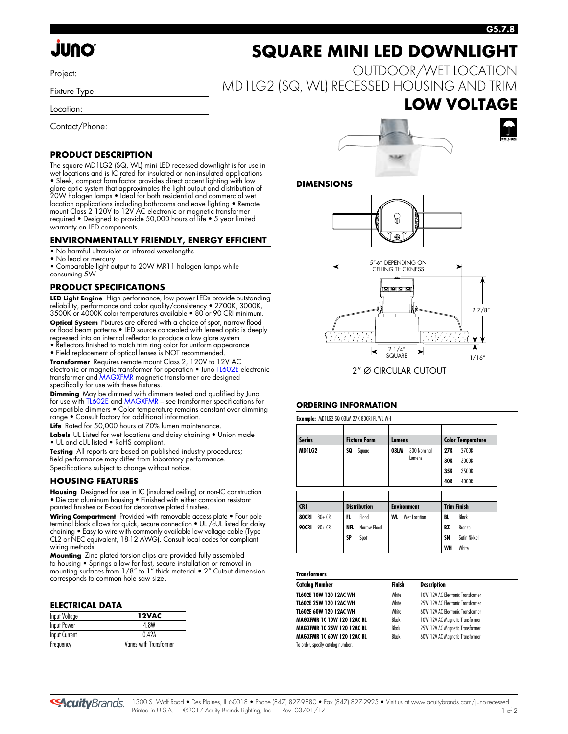# SQUARE MINI LED DOWNLIGHT

OUTDOOR/WET LOCATION
MD1LG2 (SQ, WL) RECESSED HOUSING AND TRIM

**LOW VOLTAGE**

Project:

Fixture Type:

Location:

Contact/Phone:

## PRODUCT DESCRIPTION

The square MD1LG2 (SQ, WL) mini LED recessed downlight is for use in wet locations and is IC rated for insulated or non-insulated applications • Sleek, compact form factor provides direct accent lighting with low glare optic system that approximates the light output and distribution of 20W halogen lamps • Ideal for both residential and commercial wet location applications including bathrooms and eave lighting • Remote mount Class 2 120V to 12V AC electronic or magnetic transformer required • Designed to provide 50,000 hours of life • 5 year limited warranty on LED components.

## ENVIRONMENTALLY FRIENDLY, ENERGY EFFICIENT

- No harmful ultraviolet or infrared wavelengths
- No lead or mercury
- Comparable light output to 20W MR11 halogen lamps while consuming 5W

## PRODUCT SPECIFICATIONS

**LED Light Engine** High performance, low power LEDs provide outstanding reliability, performance and color quality/consistency • 2700K, 3000K, 3500K or 4000K color temperatures available • 80 or 90 CRI minimum.

**Optical System** Fixtures are offered with a choice of spot, narrow flood or flood beam patterns • LED source concealed with lensed optic is deeply regressed into an internal reflector to produce a low glare system • Reflectors finished to match trim ring color for uniform appearance • Field replacement of optical lenses is NOT recommended.

**Transformer** Requires remote mount Class 2, 120V to 12V AC electronic or magnetic transformer for operation • Juno TL602E electronic transformer and MAGXFMR magnetic transformer are designed specifically for use with these fixtures.

**Dimming** May be dimmed with dimmers tested and qualified by Juno for use with TL602E and MAGXFMR – see transformer specifications for compatible dimmers • Color temperature remains constant over dimming range • Consult factory for additional information.

**Life** Rated for 50,000 hours at 70% lumen maintenance.

**Labels** UL Listed for wet locations and daisy chaining • Union made • UL and cUL listed • RoHS compliant.

**Testing** All reports are based on published industry procedures; field performance may differ from laboratory performance. Specifications subject to change without notice.

## HOUSING FEATURES

**Housing** Designed for use in IC (insulated ceiling) or non-IC construction • Die cast aluminum housing • Finished with either corrosion resistant painted finishes or E-coat for decorative plated finishes.

**Wiring Compartment** Provided with removable access plate • Four pole terminal block allows for quick, secure connection • UL /cUL listed for daisy chaining • Easy to wire with commonly available low voltage cable (Type CL2 or NEC equivalent, 18-12 AWG). Consult local codes for compliant wiring methods.

**Mounting** Zinc plated torsion clips are provided fully assembled to housing • Springs allow for fast, secure installation or removal in mounting surfaces from 1/8" to 1" thick material • 2" Cutout dimension corresponds to common hole saw size.

## ELECTRICAL DATA

| Input Voltage | 12VAC |
|---|---|
| Input Power | 4.8W |
| Input Current | 0.42A |
| Frequency | Varies with Transformer |

## DIMENSIONS

5"-6" DEPENDING ON CEILING THICKNESS

2 7/8"

2 1/4" SQUARE

1/16"

2" Ø CIRCULAR CUTOUT

## ORDERING INFORMATION

**Example:** MD1LG2 SQ 03LM 27K 80CRI FL WL WH

| Series | Fixture Form | Lumens | Color Temperature |
|---|---|---|---|
| **MD1LG2** | **SQ** Square | **03LM** 300 Nominal Lumens | **27K** 2700K |
| | | | **30K** 3000K |
| | | | **35K** 3500K |
| | | | **40K** 4000K |

| CRI | Distribution | Environment | Trim Finish |
|---|---|---|---|
| **80CRI** 80+ CRI | **FL** Flood | **WL** Wet Location | **BL** Black |
| **90CRI** 90+ CRI | **NFL** Narrow Flood | | **BZ** Bronze |
| | **SP** Spot | | **SN** Satin Nickel |
| | | | **WH** White |

**Transformers**

| Catalog Number | Finish | Description |
|---|---|---|
| **TL602E 10W 120 12AC WH** | White | 10W 12V AC Electronic Transformer |
| **TL602E 25W 120 12AC WH** | White | 25W 12V AC Electronic Transformer |
| **TL602E 60W 120 12AC WH** | White | 60W 12V AC Electronic Transformer |
| **MAGXFMR 1C 10W 120 12AC BL** | Black | 10W 12V AC Magnetic Transformer |
| **MAGXFMR 1C 25W 120 12AC BL** | Black | 25W 12V AC Magnetic Transformer |
| **MAGXFMR 1C 60W 120 12AC BL** | Black | 60W 12V AC Magnetic Transformer |

To order, specify catalog number.

1300 S. Wolf Road • Des Plaines, IL 60018 • Phone (847) 827-9880 • Fax (847) 827-2925 • Visit us at www.acuitybrands.com/juno-recessed
Printed in U.S.A. ©2017 Acuity Brands Lighting, Inc. Rev. 03/01/17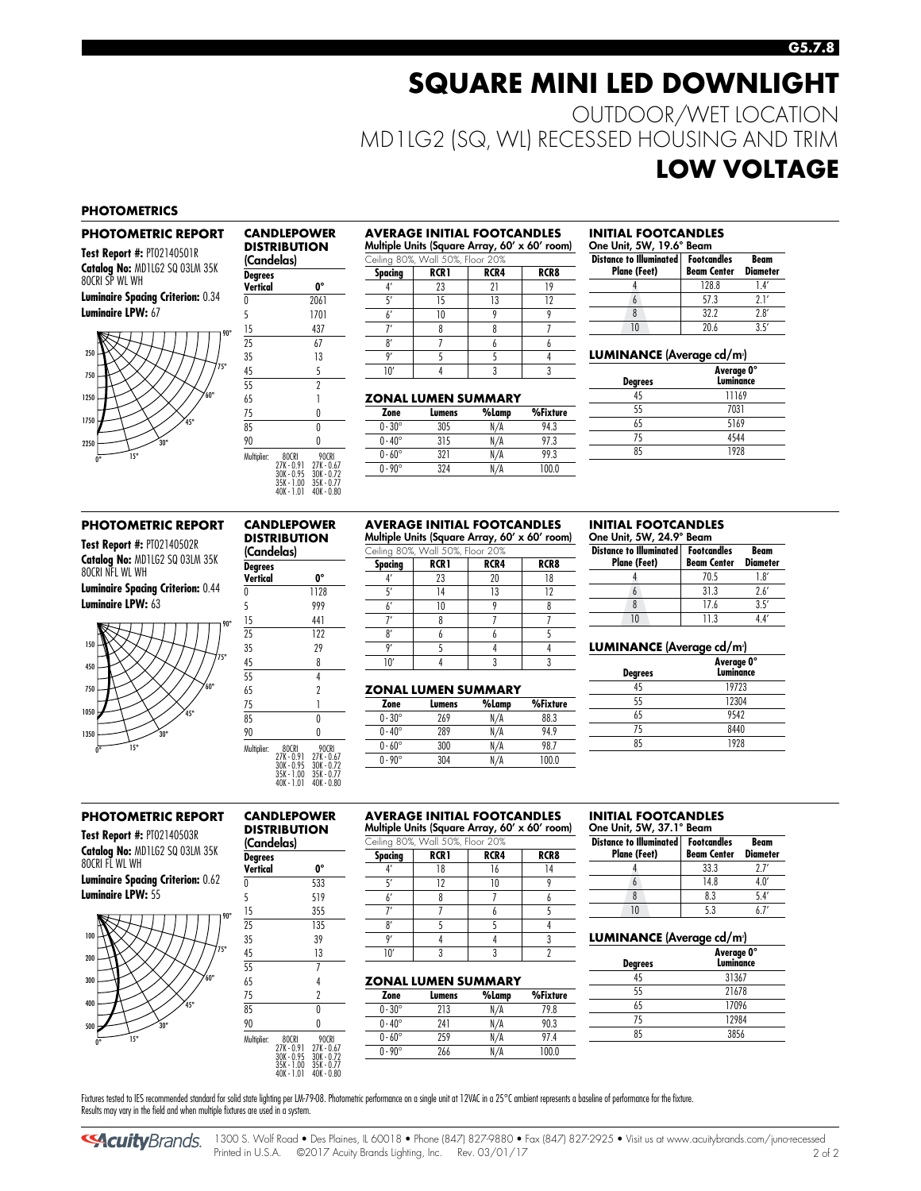# SQUARE MINI LED DOWNLIGHT

OUTDOOR/WET LOCATION
MD1LG2 (SQ, WL) RECESSED HOUSING AND TRIM

## LOW VOLTAGE

### PHOTOMETRICS

#### PHOTOMETRIC REPORT

**Test Report #:** PT02140501R
**Catalog No:** MD1LG2 SQ 03LM 35K 80CRI SP WL WH
**Luminaire Spacing Criterion:** 0.34
**Luminaire LPW:** 67

250
750
1250
1750
2250
0° 15° 30° 45° 60° 75° 90°

**CANDLEPOWER DISTRIBUTION (Candelas)**

| Degrees Vertical | 0° |
|---|---|
| 0 | 2061 |
| 5 | 1701 |
| 15 | 437 |
| 25 | 67 |
| 35 | 13 |
| 45 | 5 |
| 55 | 2 |
| 65 | 1 |
| 75 | 0 |
| 85 | 0 |
| 90 | 0 |

Multiplier: 80CRI 27K - 0.91, 30K - 0.95, 35K - 1.00, 40K - 1.01; 90CRI 27K - 0.67, 30K - 0.72, 35K - 0.77, 40K - 0.80

**AVERAGE INITIAL FOOTCANDLES**
Multiple Units (Square Array, 60' x 60' room)
Ceiling 80%, Wall 50%, Floor 20%

| Spacing | RCR1 | RCR4 | RCR8 |
|---|---|---|---|
| 4' | 23 | 21 | 19 |
| 5' | 15 | 13 | 12 |
| 6' | 10 | 9 | 9 |
| 7' | 8 | 8 | 7 |
| 8' | 7 | 6 | 6 |
| 9' | 5 | 5 | 4 |
| 10' | 4 | 3 | 3 |

**ZONAL LUMEN SUMMARY**

| Zone | Lumens | %Lamp | %Fixture |
|---|---|---|---|
| 0 - 30° | 305 | N/A | 94.3 |
| 0 - 40° | 315 | N/A | 97.3 |
| 0 - 60° | 321 | N/A | 99.3 |
| 0 - 90° | 324 | N/A | 100.0 |

**INITIAL FOOTCANDLES**
One Unit, 5W, 19.6° Beam

| Distance to Illuminated Plane (Feet) | Footcandles Beam Center | Beam Diameter |
|---|---|---|
| 4 | 128.8 | 1.4' |
| 6 | 57.3 | 2.1' |
| 8 | 32.2 | 2.8' |
| 10 | 20.6 | 3.5' |

**LUMINANCE (Average cd/m²)**

| Degrees | Average 0° Luminance |
|---|---|
| 45 | 11169 |
| 55 | 7031 |
| 65 | 5169 |
| 75 | 4544 |
| 85 | 1928 |

#### PHOTOMETRIC REPORT

**Test Report #:** PT02140502R
**Catalog No:** MD1LG2 SQ 03LM 35K 80CRI NFL WL WH
**Luminaire Spacing Criterion:** 0.44
**Luminaire LPW:** 63

150
450
750
1050
1350
0° 15° 30° 45° 60° 75° 90°

**CANDLEPOWER DISTRIBUTION (Candelas)**

| Degrees Vertical | 0° |
|---|---|
| 0 | 1128 |
| 5 | 999 |
| 15 | 441 |
| 25 | 122 |
| 35 | 29 |
| 45 | 8 |
| 55 | 4 |
| 65 | 2 |
| 75 | 1 |
| 85 | 0 |
| 90 | 0 |

Multiplier: 80CRI 27K - 0.91, 30K - 0.95, 35K - 1.00, 40K - 1.01; 90CRI 27K - 0.67, 30K - 0.72, 35K - 0.77, 40K - 0.80

**AVERAGE INITIAL FOOTCANDLES**
Multiple Units (Square Array, 60' x 60' room)
Ceiling 80%, Wall 50%, Floor 20%

| Spacing | RCR1 | RCR4 | RCR8 |
|---|---|---|---|
| 4' | 23 | 20 | 18 |
| 5' | 14 | 13 | 12 |
| 6' | 10 | 9 | 8 |
| 7' | 8 | 7 | 7 |
| 8' | 6 | 6 | 5 |
| 9' | 5 | 4 | 4 |
| 10' | 4 | 3 | 3 |

**ZONAL LUMEN SUMMARY**

| Zone | Lumens | %Lamp | %Fixture |
|---|---|---|---|
| 0 - 30° | 269 | N/A | 88.3 |
| 0 - 40° | 289 | N/A | 94.9 |
| 0 - 60° | 300 | N/A | 98.7 |
| 0 - 90° | 304 | N/A | 100.0 |

**INITIAL FOOTCANDLES**
One Unit, 5W, 24.9° Beam

| Distance to Illuminated Plane (Feet) | Footcandles Beam Center | Beam Diameter |
|---|---|---|
| 4 | 70.5 | 1.8' |
| 6 | 31.3 | 2.6' |
| 8 | 17.6 | 3.5' |
| 10 | 11.3 | 4.4' |

**LUMINANCE (Average cd/m²)**

| Degrees | Average 0° Luminance |
|---|---|
| 45 | 19723 |
| 55 | 12304 |
| 65 | 9542 |
| 75 | 8440 |
| 85 | 1928 |

#### PHOTOMETRIC REPORT

**Test Report #:** PT02140503R
**Catalog No:** MD1LG2 SQ 03LM 35K 80CRI FL WL WH
**Luminaire Spacing Criterion:** 0.62
**Luminaire LPW:** 55

100
200
300
400
500
0° 15° 30° 45° 60° 75° 90°

**CANDLEPOWER DISTRIBUTION (Candelas)**

| Degrees Vertical | 0° |
|---|---|
| 0 | 533 |
| 5 | 519 |
| 15 | 355 |
| 25 | 135 |
| 35 | 39 |
| 45 | 13 |
| 55 | 7 |
| 65 | 4 |
| 75 | 2 |
| 85 | 0 |
| 90 | 0 |

Multiplier: 80CRI 27K - 0.91, 30K - 0.95, 35K - 1.00, 40K - 1.01; 90CRI 27K - 0.67, 30K - 0.72, 35K - 0.77, 40K - 0.80

**AVERAGE INITIAL FOOTCANDLES**
Multiple Units (Square Array, 60' x 60' room)
Ceiling 80%, Wall 50%, Floor 20%

| Spacing | RCR1 | RCR4 | RCR8 |
|---|---|---|---|
| 4' | 18 | 16 | 14 |
| 5' | 12 | 10 | 9 |
| 6' | 8 | 7 | 6 |
| 7' | 7 | 6 | 5 |
| 8' | 5 | 5 | 4 |
| 9' | 4 | 4 | 3 |
| 10' | 3 | 3 | 2 |

**ZONAL LUMEN SUMMARY**

| Zone | Lumens | %Lamp | %Fixture |
|---|---|---|---|
| 0 - 30° | 213 | N/A | 79.8 |
| 0 - 40° | 241 | N/A | 90.3 |
| 0 - 60° | 259 | N/A | 97.4 |
| 0 - 90° | 266 | N/A | 100.0 |

**INITIAL FOOTCANDLES**
One Unit, 5W, 37.1° Beam

| Distance to Illuminated Plane (Feet) | Footcandles Beam Center | Beam Diameter |
|---|---|---|
| 4 | 33.3 | 2.7' |
| 6 | 14.8 | 4.0' |
| 8 | 8.3 | 5.4' |
| 10 | 5.3 | 6.7' |

**LUMINANCE (Average cd/m²)**

| Degrees | Average 0° Luminance |
|---|---|
| 45 | 31367 |
| 55 | 21678 |
| 65 | 17096 |
| 75 | 12984 |
| 85 | 3856 |

Fixtures tested to IES recommended standard for solid state lighting per LM-79-08. Photometric performance on a single unit at 12VAC in a 25°C ambient represents a baseline of performance for the fixture. Results may vary in the field and when multiple fixtures are used in a system.

AcuityBrands. 1300 S. Wolf Road • Des Plaines, IL 60018 • Phone (847) 827-9880 • Fax (847) 827-2925 • Visit us at www.acuitybrands.com/juno-recessed
Printed in U.S.A. ©2017 Acuity Brands Lighting, Inc. Rev. 03/01/17